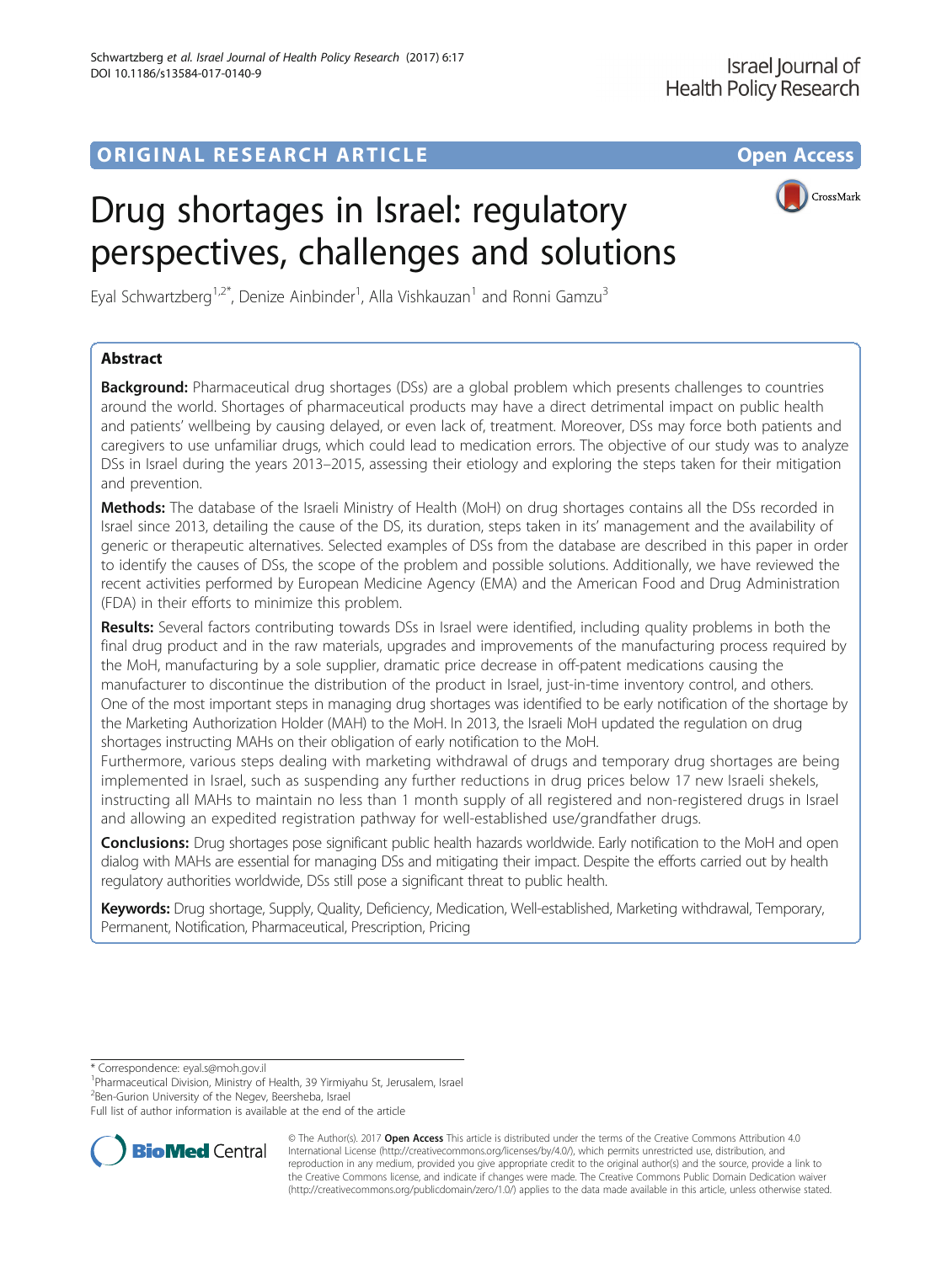ORIGINAL RESEARCH ARTICLE

Open Access

# Drug shortages in Israel: regulatory perspectives, challenges and solutions

Eyal Schwartzberg[1,2*], Denize Ainbinder[1], Alla Vishkauzan[1] and Ronni Gamzu[3]

## Abstract

**Background:** Pharmaceutical drug shortages (DSs) are a global problem which presents challenges to countries around the world. Shortages of pharmaceutical products may have a direct detrimental impact on public health and patients' wellbeing by causing delayed, or even lack of, treatment. Moreover, DSs may force both patients and caregivers to use unfamiliar drugs, which could lead to medication errors. The objective of our study was to analyze DSs in Israel during the years 2013–2015, assessing their etiology and exploring the steps taken for their mitigation and prevention.

**Methods:** The database of the Israeli Ministry of Health (MoH) on drug shortages contains all the DSs recorded in Israel since 2013, detailing the cause of the DS, its duration, steps taken in its' management and the availability of generic or therapeutic alternatives. Selected examples of DSs from the database are described in this paper in order to identify the causes of DSs, the scope of the problem and possible solutions. Additionally, we have reviewed the recent activities performed by European Medicine Agency (EMA) and the American Food and Drug Administration (FDA) in their efforts to minimize this problem.

**Results:** Several factors contributing towards DSs in Israel were identified, including quality problems in both the final drug product and in the raw materials, upgrades and improvements of the manufacturing process required by the MoH, manufacturing by a sole supplier, dramatic price decrease in off-patent medications causing the manufacturer to discontinue the distribution of the product in Israel, just-in-time inventory control, and others. One of the most important steps in managing drug shortages was identified to be early notification of the shortage by the Marketing Authorization Holder (MAH) to the MoH. In 2013, the Israeli MoH updated the regulation on drug shortages instructing MAHs on their obligation of early notification to the MoH.

Furthermore, various steps dealing with marketing withdrawal of drugs and temporary drug shortages are being implemented in Israel, such as suspending any further reductions in drug prices below 17 new Israeli shekels, instructing all MAHs to maintain no less than 1 month supply of all registered and non-registered drugs in Israel and allowing an expedited registration pathway for well-established use/grandfather drugs.

**Conclusions:** Drug shortages pose significant public health hazards worldwide. Early notification to the MoH and open dialog with MAHs are essential for managing DSs and mitigating their impact. Despite the efforts carried out by health regulatory authorities worldwide, DSs still pose a significant threat to public health.

**Keywords:** Drug shortage, Supply, Quality, Deficiency, Medication, Well-established, Marketing withdrawal, Temporary, Permanent, Notification, Pharmaceutical, Prescription, Pricing

---

* Correspondence: eyal.s@moh.gov.il
[1]Pharmaceutical Division, Ministry of Health, 39 Yirmiyahu St, Jerusalem, Israel
[2]Ben-Gurion University of the Negev, Beersheba, Israel
Full list of author information is available at the end of the article

© The Author(s). 2017 **Open Access** This article is distributed under the terms of the Creative Commons Attribution 4.0 International License (http://creativecommons.org/licenses/by/4.0/), which permits unrestricted use, distribution, and reproduction in any medium, provided you give appropriate credit to the original author(s) and the source, provide a link to the Creative Commons license, and indicate if changes were made. The Creative Commons Public Domain Dedication waiver (http://creativecommons.org/publicdomain/zero/1.0/) applies to the data made available in this article, unless otherwise stated.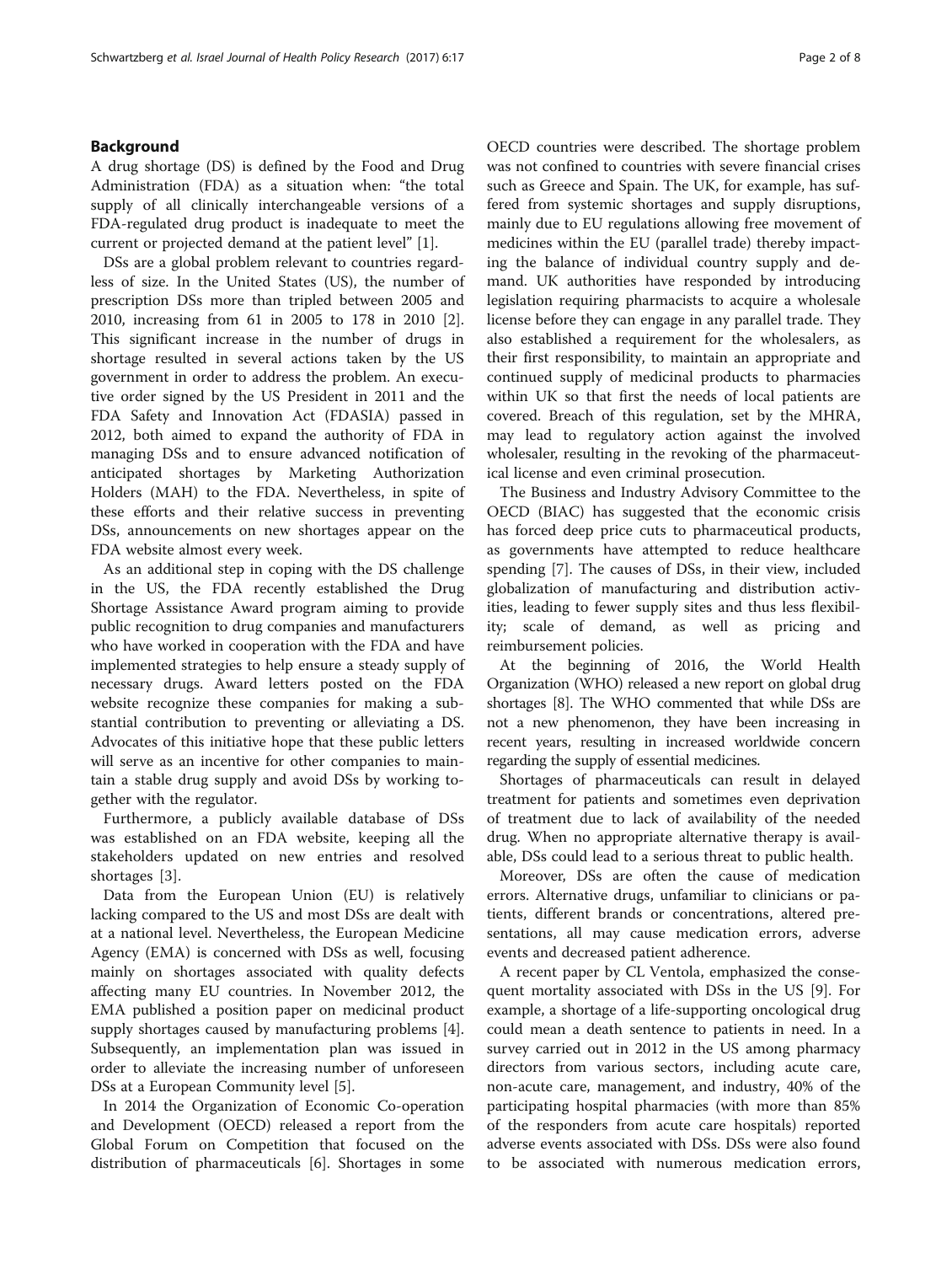## Background

A drug shortage (DS) is defined by the Food and Drug Administration (FDA) as a situation when: "the total supply of all clinically interchangeable versions of a FDA-regulated drug product is inadequate to meet the current or projected demand at the patient level" [1].

DSs are a global problem relevant to countries regardless of size. In the United States (US), the number of prescription DSs more than tripled between 2005 and 2010, increasing from 61 in 2005 to 178 in 2010 [2]. This significant increase in the number of drugs in shortage resulted in several actions taken by the US government in order to address the problem. An executive order signed by the US President in 2011 and the FDA Safety and Innovation Act (FDASIA) passed in 2012, both aimed to expand the authority of FDA in managing DSs and to ensure advanced notification of anticipated shortages by Marketing Authorization Holders (MAH) to the FDA. Nevertheless, in spite of these efforts and their relative success in preventing DSs, announcements on new shortages appear on the FDA website almost every week.

As an additional step in coping with the DS challenge in the US, the FDA recently established the Drug Shortage Assistance Award program aiming to provide public recognition to drug companies and manufacturers who have worked in cooperation with the FDA and have implemented strategies to help ensure a steady supply of necessary drugs. Award letters posted on the FDA website recognize these companies for making a substantial contribution to preventing or alleviating a DS. Advocates of this initiative hope that these public letters will serve as an incentive for other companies to maintain a stable drug supply and avoid DSs by working together with the regulator.

Furthermore, a publicly available database of DSs was established on an FDA website, keeping all the stakeholders updated on new entries and resolved shortages [3].

Data from the European Union (EU) is relatively lacking compared to the US and most DSs are dealt with at a national level. Nevertheless, the European Medicine Agency (EMA) is concerned with DSs as well, focusing mainly on shortages associated with quality defects affecting many EU countries. In November 2012, the EMA published a position paper on medicinal product supply shortages caused by manufacturing problems [4]. Subsequently, an implementation plan was issued in order to alleviate the increasing number of unforeseen DSs at a European Community level [5].

In 2014 the Organization of Economic Co-operation and Development (OECD) released a report from the Global Forum on Competition that focused on the distribution of pharmaceuticals [6]. Shortages in some OECD countries were described. The shortage problem was not confined to countries with severe financial crises such as Greece and Spain. The UK, for example, has suffered from systemic shortages and supply disruptions, mainly due to EU regulations allowing free movement of medicines within the EU (parallel trade) thereby impacting the balance of individual country supply and demand. UK authorities have responded by introducing legislation requiring pharmacists to acquire a wholesale license before they can engage in any parallel trade. They also established a requirement for the wholesalers, as their first responsibility, to maintain an appropriate and continued supply of medicinal products to pharmacies within UK so that first the needs of local patients are covered. Breach of this regulation, set by the MHRA, may lead to regulatory action against the involved wholesaler, resulting in the revoking of the pharmaceutical license and even criminal prosecution.

The Business and Industry Advisory Committee to the OECD (BIAC) has suggested that the economic crisis has forced deep price cuts to pharmaceutical products, as governments have attempted to reduce healthcare spending [7]. The causes of DSs, in their view, included globalization of manufacturing and distribution activities, leading to fewer supply sites and thus less flexibility; scale of demand, as well as pricing and reimbursement policies.

At the beginning of 2016, the World Health Organization (WHO) released a new report on global drug shortages [8]. The WHO commented that while DSs are not a new phenomenon, they have been increasing in recent years, resulting in increased worldwide concern regarding the supply of essential medicines.

Shortages of pharmaceuticals can result in delayed treatment for patients and sometimes even deprivation of treatment due to lack of availability of the needed drug. When no appropriate alternative therapy is available, DSs could lead to a serious threat to public health.

Moreover, DSs are often the cause of medication errors. Alternative drugs, unfamiliar to clinicians or patients, different brands or concentrations, altered presentations, all may cause medication errors, adverse events and decreased patient adherence.

A recent paper by CL Ventola, emphasized the consequent mortality associated with DSs in the US [9]. For example, a shortage of a life-supporting oncological drug could mean a death sentence to patients in need. In a survey carried out in 2012 in the US among pharmacy directors from various sectors, including acute care, non-acute care, management, and industry, 40% of the participating hospital pharmacies (with more than 85% of the responders from acute care hospitals) reported adverse events associated with DSs. DSs were also found to be associated with numerous medication errors,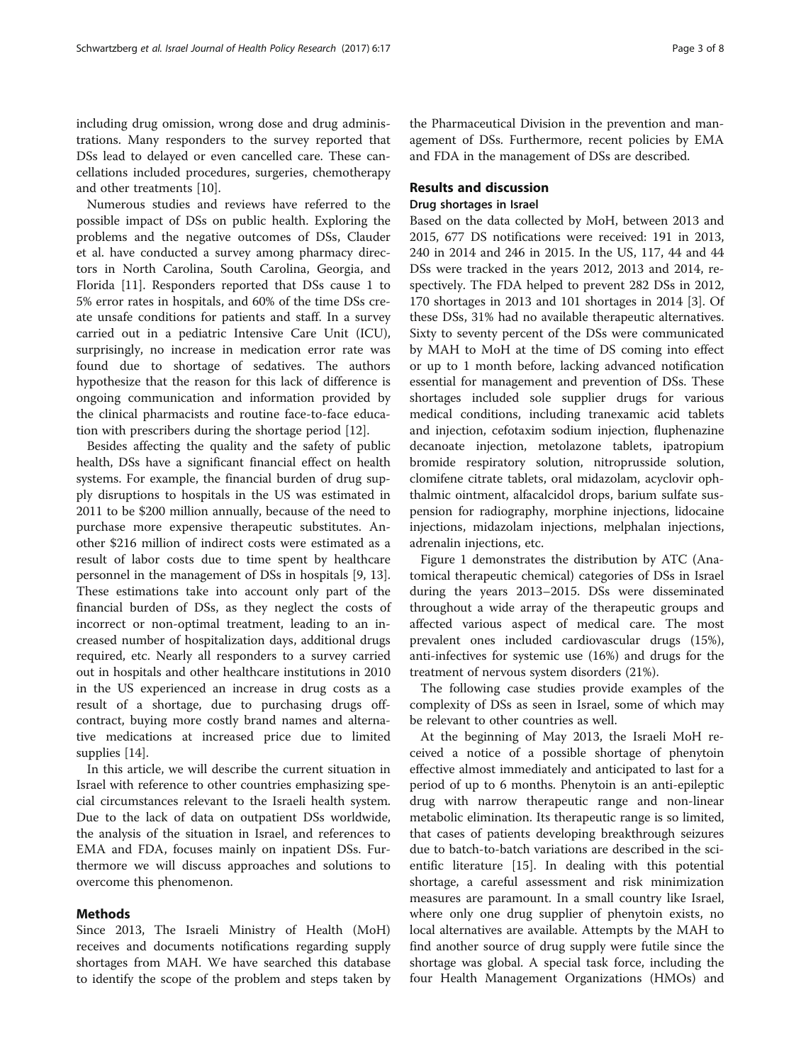including drug omission, wrong dose and drug administrations. Many responders to the survey reported that DSs lead to delayed or even cancelled care. These cancellations included procedures, surgeries, chemotherapy and other treatments [10].

Numerous studies and reviews have referred to the possible impact of DSs on public health. Exploring the problems and the negative outcomes of DSs, Clauder et al. have conducted a survey among pharmacy directors in North Carolina, South Carolina, Georgia, and Florida [11]. Responders reported that DSs cause 1 to 5% error rates in hospitals, and 60% of the time DSs create unsafe conditions for patients and staff. In a survey carried out in a pediatric Intensive Care Unit (ICU), surprisingly, no increase in medication error rate was found due to shortage of sedatives. The authors hypothesize that the reason for this lack of difference is ongoing communication and information provided by the clinical pharmacists and routine face-to-face education with prescribers during the shortage period [12].

Besides affecting the quality and the safety of public health, DSs have a significant financial effect on health systems. For example, the financial burden of drug supply disruptions to hospitals in the US was estimated in 2011 to be $200 million annually, because of the need to purchase more expensive therapeutic substitutes. Another $216 million of indirect costs were estimated as a result of labor costs due to time spent by healthcare personnel in the management of DSs in hospitals [9, 13]. These estimations take into account only part of the financial burden of DSs, as they neglect the costs of incorrect or non-optimal treatment, leading to an increased number of hospitalization days, additional drugs required, etc. Nearly all responders to a survey carried out in hospitals and other healthcare institutions in 2010 in the US experienced an increase in drug costs as a result of a shortage, due to purchasing drugs off-contract, buying more costly brand names and alternative medications at increased price due to limited supplies [14].

In this article, we will describe the current situation in Israel with reference to other countries emphasizing special circumstances relevant to the Israeli health system. Due to the lack of data on outpatient DSs worldwide, the analysis of the situation in Israel, and references to EMA and FDA, focuses mainly on inpatient DSs. Furthermore we will discuss approaches and solutions to overcome this phenomenon.

## Methods

Since 2013, The Israeli Ministry of Health (MoH) receives and documents notifications regarding supply shortages from MAH. We have searched this database to identify the scope of the problem and steps taken by the Pharmaceutical Division in the prevention and management of DSs. Furthermore, recent policies by EMA and FDA in the management of DSs are described.

## Results and discussion

### Drug shortages in Israel

Based on the data collected by MoH, between 2013 and 2015, 677 DS notifications were received: 191 in 2013, 240 in 2014 and 246 in 2015. In the US, 117, 44 and 44 DSs were tracked in the years 2012, 2013 and 2014, respectively. The FDA helped to prevent 282 DSs in 2012, 170 shortages in 2013 and 101 shortages in 2014 [3]. Of these DSs, 31% had no available therapeutic alternatives. Sixty to seventy percent of the DSs were communicated by MAH to MoH at the time of DS coming into effect or up to 1 month before, lacking advanced notification essential for management and prevention of DSs. These shortages included sole supplier drugs for various medical conditions, including tranexamic acid tablets and injection, cefotaxim sodium injection, fluphenazine decanoate injection, metolazone tablets, ipatropium bromide respiratory solution, nitroprusside solution, clomifene citrate tablets, oral midazolam, acyclovir ophthalmic ointment, alfacalcidol drops, barium sulfate suspension for radiography, morphine injections, lidocaine injections, midazolam injections, melphalan injections, adrenalin injections, etc.

Figure 1 demonstrates the distribution by ATC (Anatomical therapeutic chemical) categories of DSs in Israel during the years 2013–2015. DSs were disseminated throughout a wide array of the therapeutic groups and affected various aspect of medical care. The most prevalent ones included cardiovascular drugs (15%), anti-infectives for systemic use (16%) and drugs for the treatment of nervous system disorders (21%).

The following case studies provide examples of the complexity of DSs as seen in Israel, some of which may be relevant to other countries as well.

At the beginning of May 2013, the Israeli MoH received a notice of a possible shortage of phenytoin effective almost immediately and anticipated to last for a period of up to 6 months. Phenytoin is an anti-epileptic drug with narrow therapeutic range and non-linear metabolic elimination. Its therapeutic range is so limited, that cases of patients developing breakthrough seizures due to batch-to-batch variations are described in the scientific literature [15]. In dealing with this potential shortage, a careful assessment and risk minimization measures are paramount. In a small country like Israel, where only one drug supplier of phenytoin exists, no local alternatives are available. Attempts by the MAH to find another source of drug supply were futile since the shortage was global. A special task force, including the four Health Management Organizations (HMOs) and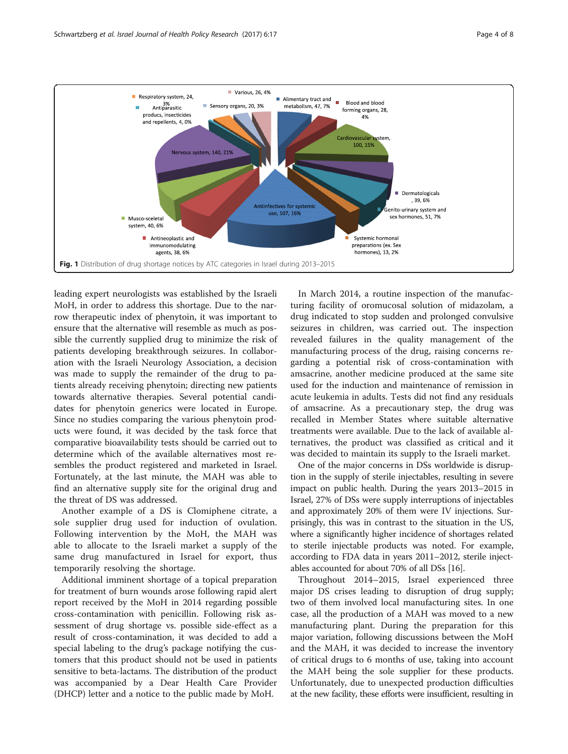Fig. 1 Distribution of drug shortage notices by ATC categories in Israel during 2013–2015

leading expert neurologists was established by the Israeli MoH, in order to address this shortage. Due to the narrow therapeutic index of phenytoin, it was important to ensure that the alternative will resemble as much as possible the currently supplied drug to minimize the risk of patients developing breakthrough seizures. In collaboration with the Israeli Neurology Association, a decision was made to supply the remainder of the drug to patients already receiving phenytoin; directing new patients towards alternative therapies. Several potential candidates for phenytoin generics were located in Europe. Since no studies comparing the various phenytoin products were found, it was decided by the task force that comparative bioavailability tests should be carried out to determine which of the available alternatives most resembles the product registered and marketed in Israel. Fortunately, at the last minute, the MAH was able to find an alternative supply site for the original drug and the threat of DS was addressed.

Another example of a DS is Clomiphene citrate, a sole supplier drug used for induction of ovulation. Following intervention by the MoH, the MAH was able to allocate to the Israeli market a supply of the same drug manufactured in Israel for export, thus temporarily resolving the shortage.

Additional imminent shortage of a topical preparation for treatment of burn wounds arose following rapid alert report received by the MoH in 2014 regarding possible cross-contamination with penicillin. Following risk assessment of drug shortage vs. possible side-effect as a result of cross-contamination, it was decided to add a special labeling to the drug's package notifying the customers that this product should not be used in patients sensitive to beta-lactams. The distribution of the product was accompanied by a Dear Health Care Provider (DHCP) letter and a notice to the public made by MoH.

In March 2014, a routine inspection of the manufacturing facility of oromucosal solution of midazolam, a drug indicated to stop sudden and prolonged convulsive seizures in children, was carried out. The inspection revealed failures in the quality management of the manufacturing process of the drug, raising concerns regarding a potential risk of cross-contamination with amsacrine, another medicine produced at the same site used for the induction and maintenance of remission in acute leukemia in adults. Tests did not find any residuals of amsacrine. As a precautionary step, the drug was recalled in Member States where suitable alternative treatments were available. Due to the lack of available alternatives, the product was classified as critical and it was decided to maintain its supply to the Israeli market.

One of the major concerns in DSs worldwide is disruption in the supply of sterile injectables, resulting in severe impact on public health. During the years 2013–2015 in Israel, 27% of DSs were supply interruptions of injectables and approximately 20% of them were IV injections. Surprisingly, this was in contrast to the situation in the US, where a significantly higher incidence of shortages related to sterile injectable products was noted. For example, according to FDA data in years 2011–2012, sterile injectables accounted for about 70% of all DSs [16].

Throughout 2014–2015, Israel experienced three major DS crises leading to disruption of drug supply; two of them involved local manufacturing sites. In one case, all the production of a MAH was moved to a new manufacturing plant. During the preparation for this major variation, following discussions between the MoH and the MAH, it was decided to increase the inventory of critical drugs to 6 months of use, taking into account the MAH being the sole supplier for these products. Unfortunately, due to unexpected production difficulties at the new facility, these efforts were insufficient, resulting in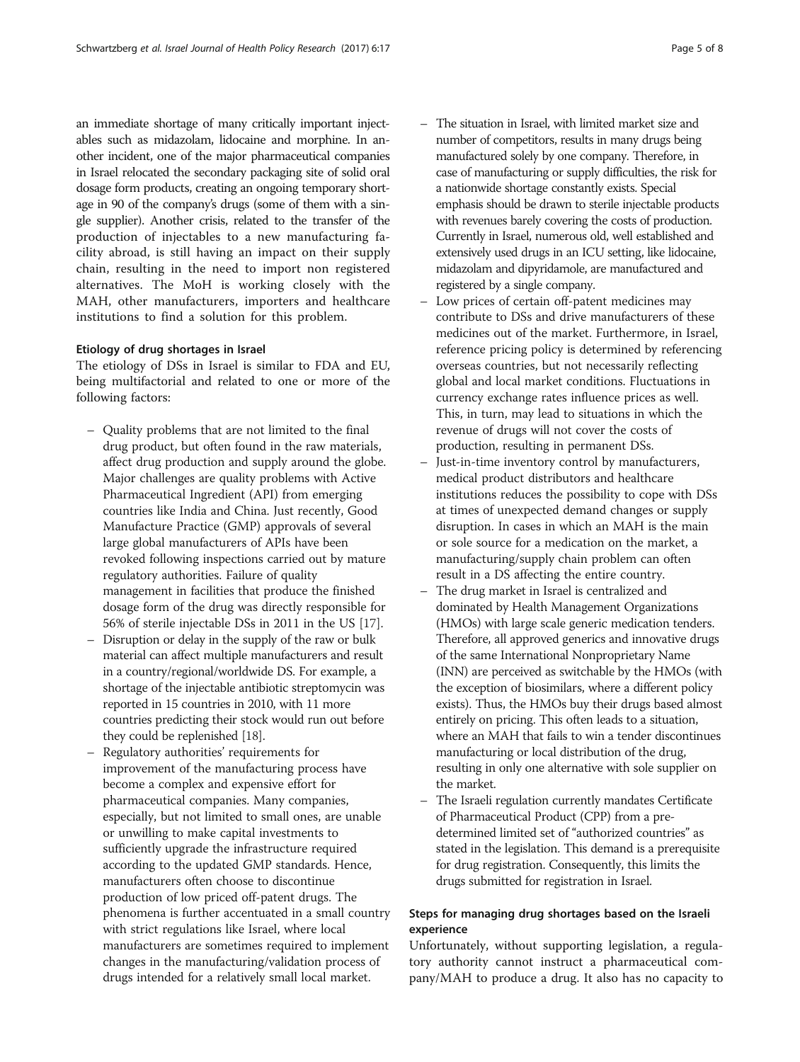an immediate shortage of many critically important injectables such as midazolam, lidocaine and morphine. In another incident, one of the major pharmaceutical companies in Israel relocated the secondary packaging site of solid oral dosage form products, creating an ongoing temporary shortage in 90 of the company's drugs (some of them with a single supplier). Another crisis, related to the transfer of the production of injectables to a new manufacturing facility abroad, is still having an impact on their supply chain, resulting in the need to import non registered alternatives. The MoH is working closely with the MAH, other manufacturers, importers and healthcare institutions to find a solution for this problem.

#### Etiology of drug shortages in Israel

The etiology of DSs in Israel is similar to FDA and EU, being multifactorial and related to one or more of the following factors:

- Quality problems that are not limited to the final drug product, but often found in the raw materials, affect drug production and supply around the globe. Major challenges are quality problems with Active Pharmaceutical Ingredient (API) from emerging countries like India and China. Just recently, Good Manufacture Practice (GMP) approvals of several large global manufacturers of APIs have been revoked following inspections carried out by mature regulatory authorities. Failure of quality management in facilities that produce the finished dosage form of the drug was directly responsible for 56% of sterile injectable DSs in 2011 in the US [17].
- Disruption or delay in the supply of the raw or bulk material can affect multiple manufacturers and result in a country/regional/worldwide DS. For example, a shortage of the injectable antibiotic streptomycin was reported in 15 countries in 2010, with 11 more countries predicting their stock would run out before they could be replenished [18].
- Regulatory authorities' requirements for improvement of the manufacturing process have become a complex and expensive effort for pharmaceutical companies. Many companies, especially, but not limited to small ones, are unable or unwilling to make capital investments to sufficiently upgrade the infrastructure required according to the updated GMP standards. Hence, manufacturers often choose to discontinue production of low priced off-patent drugs. The phenomena is further accentuated in a small country with strict regulations like Israel, where local manufacturers are sometimes required to implement changes in the manufacturing/validation process of drugs intended for a relatively small local market.
- The situation in Israel, with limited market size and number of competitors, results in many drugs being manufactured solely by one company. Therefore, in case of manufacturing or supply difficulties, the risk for a nationwide shortage constantly exists. Special emphasis should be drawn to sterile injectable products with revenues barely covering the costs of production. Currently in Israel, numerous old, well established and extensively used drugs in an ICU setting, like lidocaine, midazolam and dipyridamole, are manufactured and registered by a single company.
- Low prices of certain off-patent medicines may contribute to DSs and drive manufacturers of these medicines out of the market. Furthermore, in Israel, reference pricing policy is determined by referencing overseas countries, but not necessarily reflecting global and local market conditions. Fluctuations in currency exchange rates influence prices as well. This, in turn, may lead to situations in which the revenue of drugs will not cover the costs of production, resulting in permanent DSs.
- Just-in-time inventory control by manufacturers, medical product distributors and healthcare institutions reduces the possibility to cope with DSs at times of unexpected demand changes or supply disruption. In cases in which an MAH is the main or sole source for a medication on the market, a manufacturing/supply chain problem can often result in a DS affecting the entire country.
- The drug market in Israel is centralized and dominated by Health Management Organizations (HMOs) with large scale generic medication tenders. Therefore, all approved generics and innovative drugs of the same International Nonproprietary Name (INN) are perceived as switchable by the HMOs (with the exception of biosimilars, where a different policy exists). Thus, the HMOs buy their drugs based almost entirely on pricing. This often leads to a situation, where an MAH that fails to win a tender discontinues manufacturing or local distribution of the drug, resulting in only one alternative with sole supplier on the market.
- The Israeli regulation currently mandates Certificate of Pharmaceutical Product (CPP) from a predetermined limited set of "authorized countries" as stated in the legislation. This demand is a prerequisite for drug registration. Consequently, this limits the drugs submitted for registration in Israel.

#### Steps for managing drug shortages based on the Israeli experience

Unfortunately, without supporting legislation, a regulatory authority cannot instruct a pharmaceutical company/MAH to produce a drug. It also has no capacity to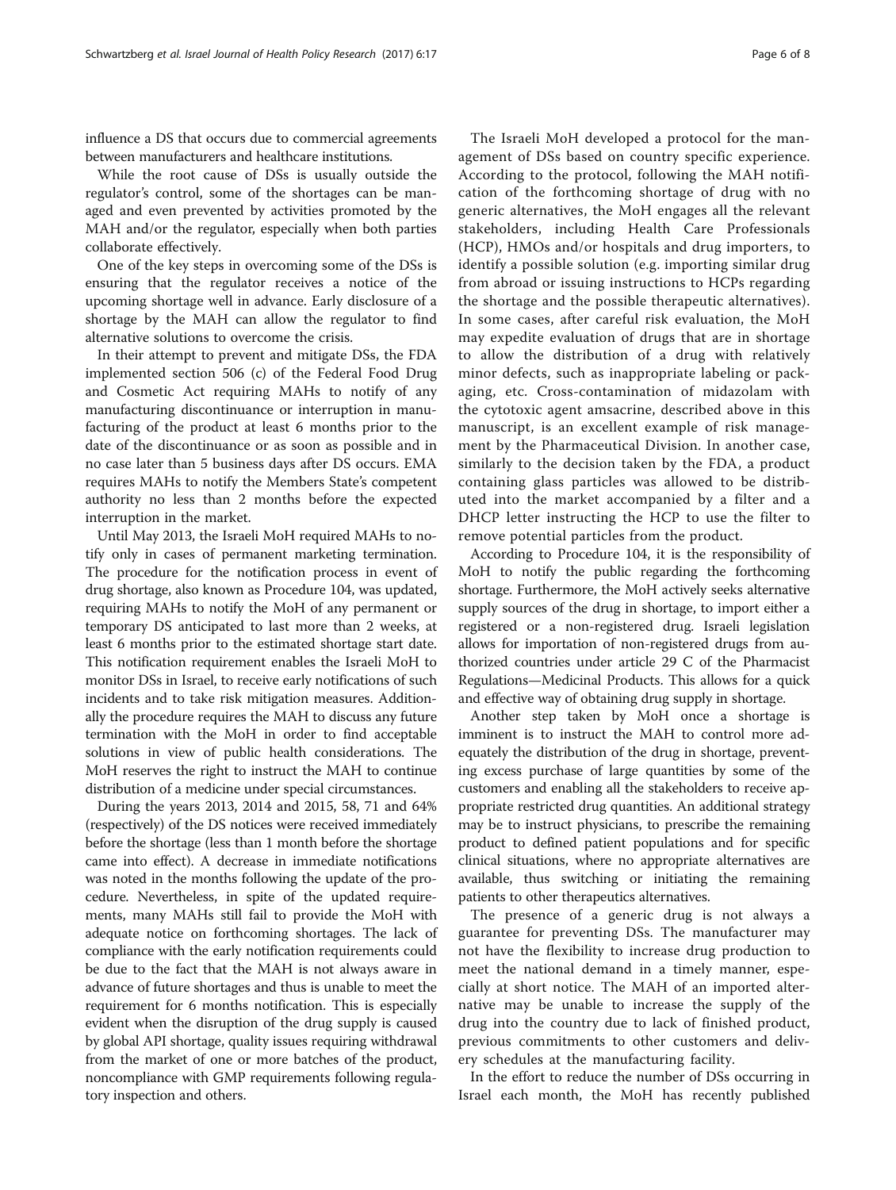influence a DS that occurs due to commercial agreements between manufacturers and healthcare institutions.

While the root cause of DSs is usually outside the regulator's control, some of the shortages can be managed and even prevented by activities promoted by the MAH and/or the regulator, especially when both parties collaborate effectively.

One of the key steps in overcoming some of the DSs is ensuring that the regulator receives a notice of the upcoming shortage well in advance. Early disclosure of a shortage by the MAH can allow the regulator to find alternative solutions to overcome the crisis.

In their attempt to prevent and mitigate DSs, the FDA implemented section 506 (c) of the Federal Food Drug and Cosmetic Act requiring MAHs to notify of any manufacturing discontinuance or interruption in manufacturing of the product at least 6 months prior to the date of the discontinuance or as soon as possible and in no case later than 5 business days after DS occurs. EMA requires MAHs to notify the Members State's competent authority no less than 2 months before the expected interruption in the market.

Until May 2013, the Israeli MoH required MAHs to notify only in cases of permanent marketing termination. The procedure for the notification process in event of drug shortage, also known as Procedure 104, was updated, requiring MAHs to notify the MoH of any permanent or temporary DS anticipated to last more than 2 weeks, at least 6 months prior to the estimated shortage start date. This notification requirement enables the Israeli MoH to monitor DSs in Israel, to receive early notifications of such incidents and to take risk mitigation measures. Additionally the procedure requires the MAH to discuss any future termination with the MoH in order to find acceptable solutions in view of public health considerations. The MoH reserves the right to instruct the MAH to continue distribution of a medicine under special circumstances.

During the years 2013, 2014 and 2015, 58, 71 and 64% (respectively) of the DS notices were received immediately before the shortage (less than 1 month before the shortage came into effect). A decrease in immediate notifications was noted in the months following the update of the procedure. Nevertheless, in spite of the updated requirements, many MAHs still fail to provide the MoH with adequate notice on forthcoming shortages. The lack of compliance with the early notification requirements could be due to the fact that the MAH is not always aware in advance of future shortages and thus is unable to meet the requirement for 6 months notification. This is especially evident when the disruption of the drug supply is caused by global API shortage, quality issues requiring withdrawal from the market of one or more batches of the product, noncompliance with GMP requirements following regulatory inspection and others.

The Israeli MoH developed a protocol for the management of DSs based on country specific experience. According to the protocol, following the MAH notification of the forthcoming shortage of drug with no generic alternatives, the MoH engages all the relevant stakeholders, including Health Care Professionals (HCP), HMOs and/or hospitals and drug importers, to identify a possible solution (e.g. importing similar drug from abroad or issuing instructions to HCPs regarding the shortage and the possible therapeutic alternatives). In some cases, after careful risk evaluation, the MoH may expedite evaluation of drugs that are in shortage to allow the distribution of a drug with relatively minor defects, such as inappropriate labeling or packaging, etc. Cross-contamination of midazolam with the cytotoxic agent amsacrine, described above in this manuscript, is an excellent example of risk management by the Pharmaceutical Division. In another case, similarly to the decision taken by the FDA, a product containing glass particles was allowed to be distributed into the market accompanied by a filter and a DHCP letter instructing the HCP to use the filter to remove potential particles from the product.

According to Procedure 104, it is the responsibility of MoH to notify the public regarding the forthcoming shortage. Furthermore, the MoH actively seeks alternative supply sources of the drug in shortage, to import either a registered or a non-registered drug. Israeli legislation allows for importation of non-registered drugs from authorized countries under article 29 C of the Pharmacist Regulations—Medicinal Products. This allows for a quick and effective way of obtaining drug supply in shortage.

Another step taken by MoH once a shortage is imminent is to instruct the MAH to control more adequately the distribution of the drug in shortage, preventing excess purchase of large quantities by some of the customers and enabling all the stakeholders to receive appropriate restricted drug quantities. An additional strategy may be to instruct physicians, to prescribe the remaining product to defined patient populations and for specific clinical situations, where no appropriate alternatives are available, thus switching or initiating the remaining patients to other therapeutics alternatives.

The presence of a generic drug is not always a guarantee for preventing DSs. The manufacturer may not have the flexibility to increase drug production to meet the national demand in a timely manner, especially at short notice. The MAH of an imported alternative may be unable to increase the supply of the drug into the country due to lack of finished product, previous commitments to other customers and delivery schedules at the manufacturing facility.

In the effort to reduce the number of DSs occurring in Israel each month, the MoH has recently published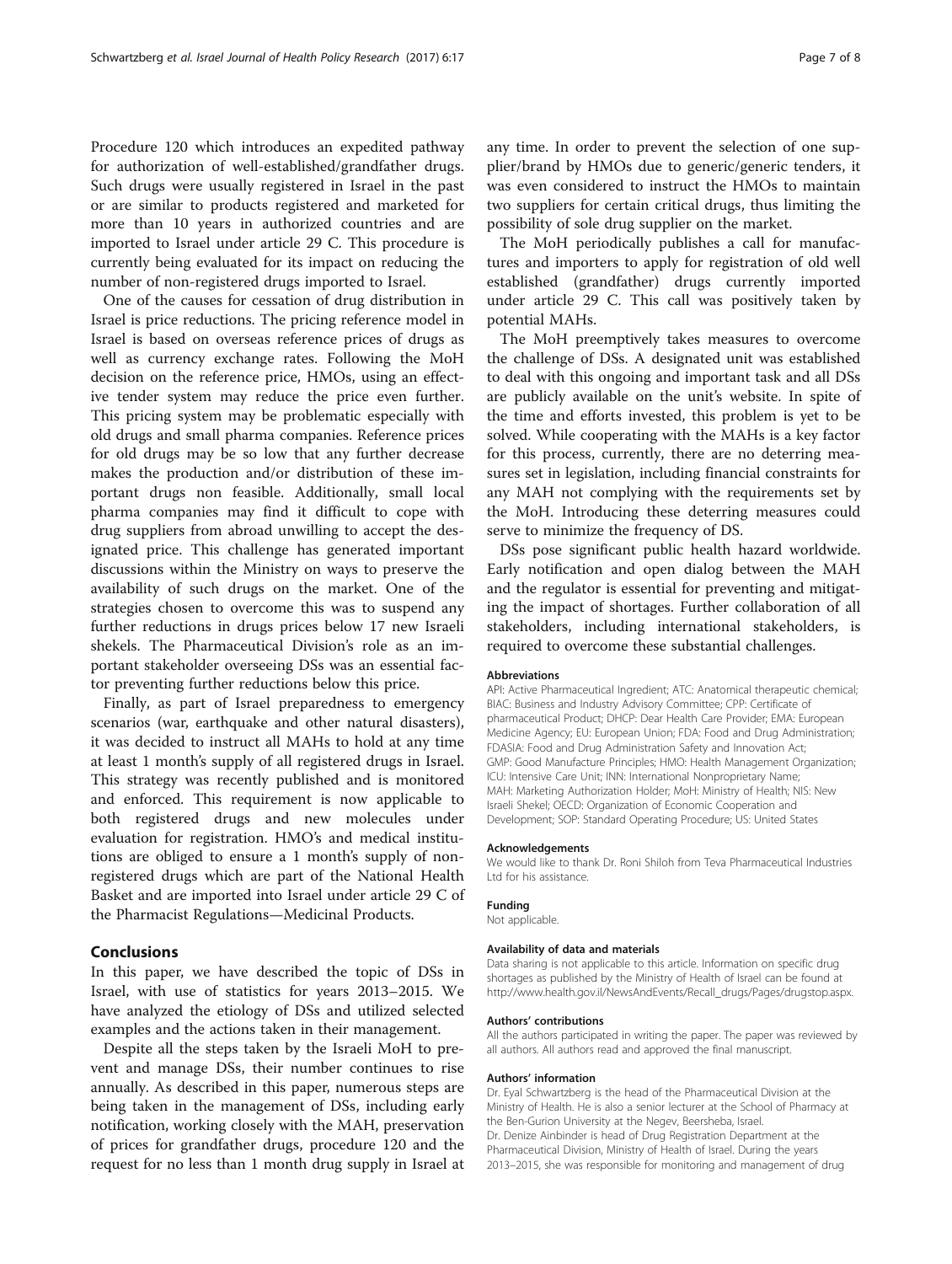Procedure 120 which introduces an expedited pathway for authorization of well-established/grandfather drugs. Such drugs were usually registered in Israel in the past or are similar to products registered and marketed for more than 10 years in authorized countries and are imported to Israel under article 29 C. This procedure is currently being evaluated for its impact on reducing the number of non-registered drugs imported to Israel.

One of the causes for cessation of drug distribution in Israel is price reductions. The pricing reference model in Israel is based on overseas reference prices of drugs as well as currency exchange rates. Following the MoH decision on the reference price, HMOs, using an effective tender system may reduce the price even further. This pricing system may be problematic especially with old drugs and small pharma companies. Reference prices for old drugs may be so low that any further decrease makes the production and/or distribution of these important drugs non feasible. Additionally, small local pharma companies may find it difficult to cope with drug suppliers from abroad unwilling to accept the designated price. This challenge has generated important discussions within the Ministry on ways to preserve the availability of such drugs on the market. One of the strategies chosen to overcome this was to suspend any further reductions in drugs prices below 17 new Israeli shekels. The Pharmaceutical Division's role as an important stakeholder overseeing DSs was an essential factor preventing further reductions below this price.

Finally, as part of Israel preparedness to emergency scenarios (war, earthquake and other natural disasters), it was decided to instruct all MAHs to hold at any time at least 1 month's supply of all registered drugs in Israel. This strategy was recently published and is monitored and enforced. This requirement is now applicable to both registered drugs and new molecules under evaluation for registration. HMO's and medical institutions are obliged to ensure a 1 month's supply of non-registered drugs which are part of the National Health Basket and are imported into Israel under article 29 C of the Pharmacist Regulations—Medicinal Products.

## Conclusions

In this paper, we have described the topic of DSs in Israel, with use of statistics for years 2013–2015. We have analyzed the etiology of DSs and utilized selected examples and the actions taken in their management.

Despite all the steps taken by the Israeli MoH to prevent and manage DSs, their number continues to rise annually. As described in this paper, numerous steps are being taken in the management of DSs, including early notification, working closely with the MAH, preservation of prices for grandfather drugs, procedure 120 and the request for no less than 1 month drug supply in Israel at any time. In order to prevent the selection of one supplier/brand by HMOs due to generic/generic tenders, it was even considered to instruct the HMOs to maintain two suppliers for certain critical drugs, thus limiting the possibility of sole drug supplier on the market.

The MoH periodically publishes a call for manufactures and importers to apply for registration of old well established (grandfather) drugs currently imported under article 29 C. This call was positively taken by potential MAHs.

The MoH preemptively takes measures to overcome the challenge of DSs. A designated unit was established to deal with this ongoing and important task and all DSs are publicly available on the unit's website. In spite of the time and efforts invested, this problem is yet to be solved. While cooperating with the MAHs is a key factor for this process, currently, there are no deterring measures set in legislation, including financial constraints for any MAH not complying with the requirements set by the MoH. Introducing these deterring measures could serve to minimize the frequency of DS.

DSs pose significant public health hazard worldwide. Early notification and open dialog between the MAH and the regulator is essential for preventing and mitigating the impact of shortages. Further collaboration of all stakeholders, including international stakeholders, is required to overcome these substantial challenges.

#### Abbreviations

API: Active Pharmaceutical Ingredient; ATC: Anatomical therapeutic chemical; BIAC: Business and Industry Advisory Committee; CPP: Certificate of pharmaceutical Product; DHCP: Dear Health Care Provider; EMA: European Medicine Agency; EU: European Union; FDA: Food and Drug Administration; FDASIA: Food and Drug Administration Safety and Innovation Act; GMP: Good Manufacture Principles; HMO: Health Management Organization; ICU: Intensive Care Unit; INN: International Nonproprietary Name; MAH: Marketing Authorization Holder; MoH: Ministry of Health; NIS: New Israeli Shekel; OECD: Organization of Economic Cooperation and Development; SOP: Standard Operating Procedure; US: United States

#### Acknowledgements

We would like to thank Dr. Roni Shiloh from Teva Pharmaceutical Industries Ltd for his assistance.

#### Funding

Not applicable.

#### Availability of data and materials

Data sharing is not applicable to this article. Information on specific drug shortages as published by the Ministry of Health of Israel can be found at http://www.health.gov.il/NewsAndEvents/Recall_drugs/Pages/drugstop.aspx.

#### Authors' contributions

All the authors participated in writing the paper. The paper was reviewed by all authors. All authors read and approved the final manuscript.

#### Authors' information

Dr. Eyal Schwartzberg is the head of the Pharmaceutical Division at the Ministry of Health. He is also a senior lecturer at the School of Pharmacy at the Ben-Gurion University at the Negev, Beersheba, Israel.
Dr. Denize Ainbinder is head of Drug Registration Department at the Pharmaceutical Division, Ministry of Health of Israel. During the years 2013–2015, she was responsible for monitoring and management of drug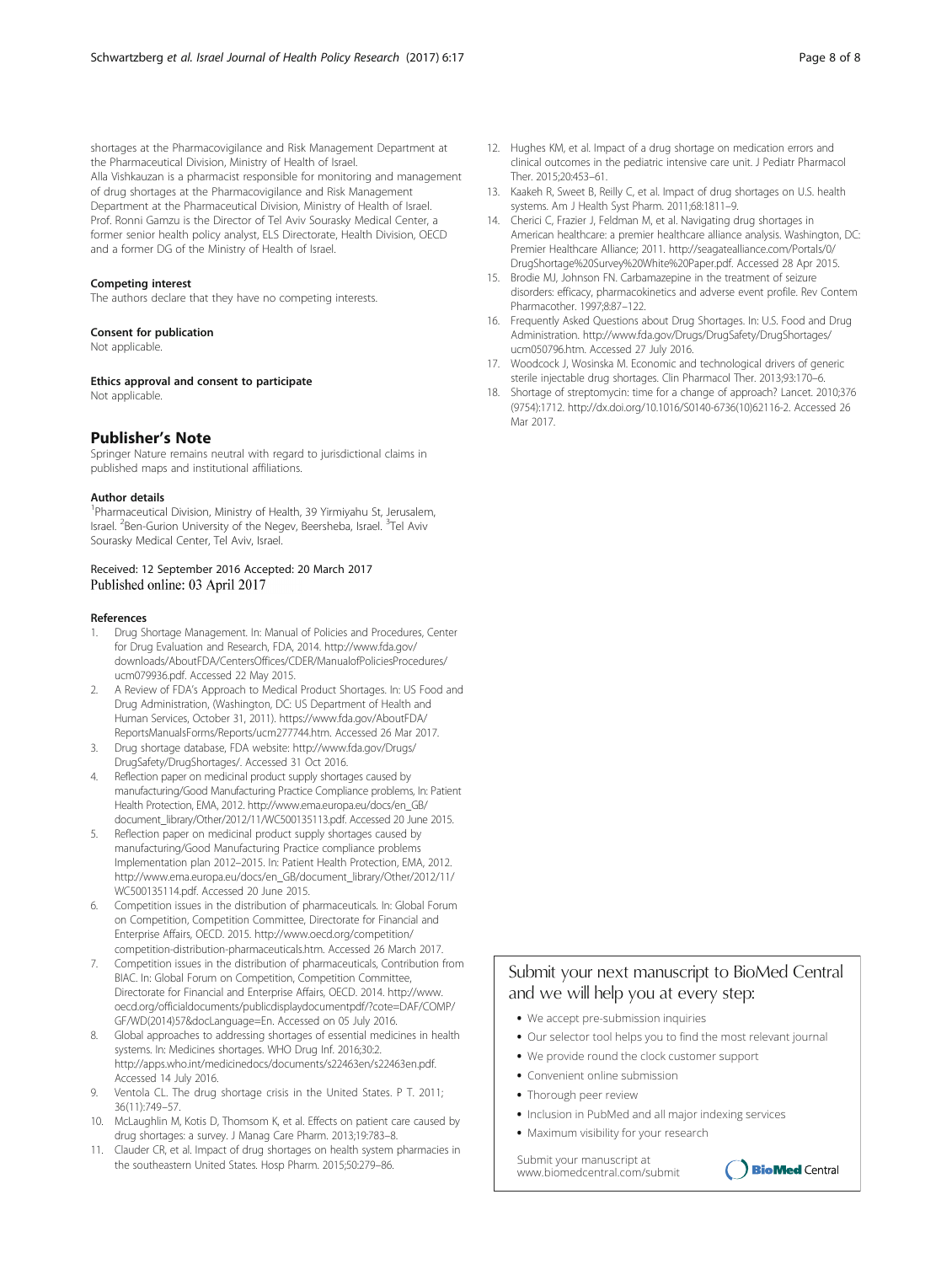shortages at the Pharmacovigilance and Risk Management Department at the Pharmaceutical Division, Ministry of Health of Israel.
Alla Vishkauzan is a pharmacist responsible for monitoring and management of drug shortages at the Pharmacovigilance and Risk Management Department at the Pharmaceutical Division, Ministry of Health of Israel.
Prof. Ronni Gamzu is the Director of Tel Aviv Sourasky Medical Center, a former senior health policy analyst, ELS Directorate, Health Division, OECD and a former DG of the Ministry of Health of Israel.

#### Competing interest

The authors declare that they have no competing interests.

#### Consent for publication

Not applicable.

#### Ethics approval and consent to participate

Not applicable.

## Publisher's Note

Springer Nature remains neutral with regard to jurisdictional claims in published maps and institutional affiliations.

#### Author details

[1]Pharmaceutical Division, Ministry of Health, 39 Yirmiyahu St, Jerusalem, Israel. [2]Ben-Gurion University of the Negev, Beersheba, Israel. [3]Tel Aviv Sourasky Medical Center, Tel Aviv, Israel.

Received: 12 September 2016 Accepted: 20 March 2017
Published online: 03 April 2017

#### References

1. Drug Shortage Management. In: Manual of Policies and Procedures, Center for Drug Evaluation and Research, FDA, 2014. http://www.fda.gov/downloads/AboutFDA/CentersOffices/CDER/ManualofPoliciesProcedures/ucm079936.pdf. Accessed 22 May 2015.
2. A Review of FDA's Approach to Medical Product Shortages. In: US Food and Drug Administration, (Washington, DC: US Department of Health and Human Services, October 31, 2011). https://www.fda.gov/AboutFDA/ReportsManualsForms/Reports/ucm277744.htm. Accessed 26 Mar 2017.
3. Drug shortage database, FDA website: http://www.fda.gov/Drugs/DrugSafety/DrugShortages/. Accessed 31 Oct 2016.
4. Reflection paper on medicinal product supply shortages caused by manufacturing/Good Manufacturing Practice Compliance problems, In: Patient Health Protection, EMA, 2012. http://www.ema.europa.eu/docs/en_GB/document_library/Other/2012/11/WC500135113.pdf. Accessed 20 June 2015.
5. Reflection paper on medicinal product supply shortages caused by manufacturing/Good Manufacturing Practice compliance problems Implementation plan 2012–2015. In: Patient Health Protection, EMA, 2012. http://www.ema.europa.eu/docs/en_GB/document_library/Other/2012/11/WC500135114.pdf. Accessed 20 June 2015.
6. Competition issues in the distribution of pharmaceuticals. In: Global Forum on Competition, Competition Committee, Directorate for Financial and Enterprise Affairs, OECD. 2015. http://www.oecd.org/competition/competition-distribution-pharmaceuticals.htm. Accessed 26 March 2017.
7. Competition issues in the distribution of pharmaceuticals, Contribution from BIAC. In: Global Forum on Competition, Competition Committee, Directorate for Financial and Enterprise Affairs, OECD. 2014. http://www.oecd.org/officialdocuments/publicdisplaydocumentpdf/?cote=DAF/COMP/GF/WD(2014)57&docLanguage=En. Accessed on 05 July 2016.
8. Global approaches to addressing shortages of essential medicines in health systems. In: Medicines shortages. WHO Drug Inf. 2016;30:2. http://apps.who.int/medicinedocs/documents/s22463en/s22463en.pdf. Accessed 14 July 2016.
9. Ventola CL. The drug shortage crisis in the United States. P T. 2011; 36(11):749–57.
10. McLaughlin M, Kotis D, Thomsom K, et al. Effects on patient care caused by drug shortages: a survey. J Manag Care Pharm. 2013;19:783–8.
11. Clauder CR, et al. Impact of drug shortages on health system pharmacies in the southeastern United States. Hosp Pharm. 2015;50:279–86.
12. Hughes KM, et al. Impact of a drug shortage on medication errors and clinical outcomes in the pediatric intensive care unit. J Pediatr Pharmacol Ther. 2015;20:453–61.
13. Kaakeh R, Sweet B, Reilly C, et al. Impact of drug shortages on U.S. health systems. Am J Health Syst Pharm. 2011;68:1811–9.
14. Cherici C, Frazier J, Feldman M, et al. Navigating drug shortages in American healthcare: a premier healthcare alliance analysis. Washington, DC: Premier Healthcare Alliance; 2011. http://seagatealliance.com/Portals/0/DrugShortage%20Survey%20White%20Paper.pdf. Accessed 28 Apr 2015.
15. Brodie MJ, Johnson FN. Carbamazepine in the treatment of seizure disorders: efficacy, pharmacokinetics and adverse event profile. Rev Contem Pharmacother. 1997;8:87–122.
16. Frequently Asked Questions about Drug Shortages. In: U.S. Food and Drug Administration. http://www.fda.gov/Drugs/DrugSafety/DrugShortages/ucm050796.htm. Accessed 27 July 2016.
17. Woodcock J, Wosinska M. Economic and technological drivers of generic sterile injectable drug shortages. Clin Pharmacol Ther. 2013;93:170–6.
18. Shortage of streptomycin: time for a change of approach? Lancet. 2010;376 (9754):1712. http://dx.doi.org/10.1016/S0140-6736(10)62116-2. Accessed 26 Mar 2017.

Submit your next manuscript to BioMed Central and we will help you at every step:

- We accept pre-submission inquiries
- Our selector tool helps you to find the most relevant journal
- We provide round the clock customer support
- Convenient online submission
- Thorough peer review
- Inclusion in PubMed and all major indexing services
- Maximum visibility for your research

Submit your manuscript at www.biomedcentral.com/submit

BioMed Central